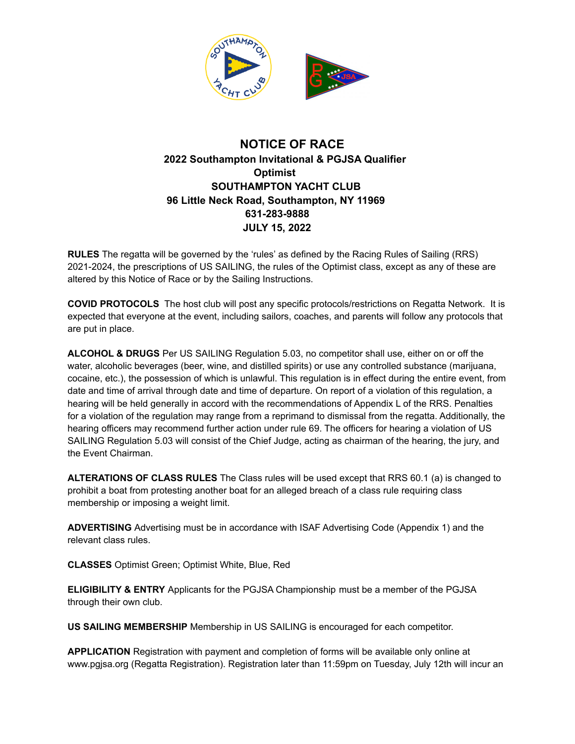# NOTICE OF RACE

**2022 Southampton Invitational & PGJSA Qualifier**
**Optimist**
**SOUTHAMPTON YACHT CLUB**
**96 Little Neck Road, Southampton, NY 11969**
**631-283-9888**
**JULY 15, 2022**

**RULES** The regatta will be governed by the 'rules' as defined by the Racing Rules of Sailing (RRS) 2021-2024, the prescriptions of US SAILING, the rules of the Optimist class, except as any of these are altered by this Notice of Race or by the Sailing Instructions.

**COVID PROTOCOLS** The host club will post any specific protocols/restrictions on Regatta Network. It is expected that everyone at the event, including sailors, coaches, and parents will follow any protocols that are put in place.

**ALCOHOL & DRUGS** Per US SAILING Regulation 5.03, no competitor shall use, either on or off the water, alcoholic beverages (beer, wine, and distilled spirits) or use any controlled substance (marijuana, cocaine, etc.), the possession of which is unlawful. This regulation is in effect during the entire event, from date and time of arrival through date and time of departure. On report of a violation of this regulation, a hearing will be held generally in accord with the recommendations of Appendix L of the RRS. Penalties for a violation of the regulation may range from a reprimand to dismissal from the regatta. Additionally, the hearing officers may recommend further action under rule 69. The officers for hearing a violation of US SAILING Regulation 5.03 will consist of the Chief Judge, acting as chairman of the hearing, the jury, and the Event Chairman.

**ALTERATIONS OF CLASS RULES** The Class rules will be used except that RRS 60.1 (a) is changed to prohibit a boat from protesting another boat for an alleged breach of a class rule requiring class membership or imposing a weight limit.

**ADVERTISING** Advertising must be in accordance with ISAF Advertising Code (Appendix 1) and the relevant class rules.

**CLASSES** Optimist Green; Optimist White, Blue, Red

**ELIGIBILITY & ENTRY** Applicants for the PGJSA Championship must be a member of the PGJSA through their own club.

**US SAILING MEMBERSHIP** Membership in US SAILING is encouraged for each competitor.

**APPLICATION** Registration with payment and completion of forms will be available only online at www.pgjsa.org (Regatta Registration). Registration later than 11:59pm on Tuesday, July 12th will incur an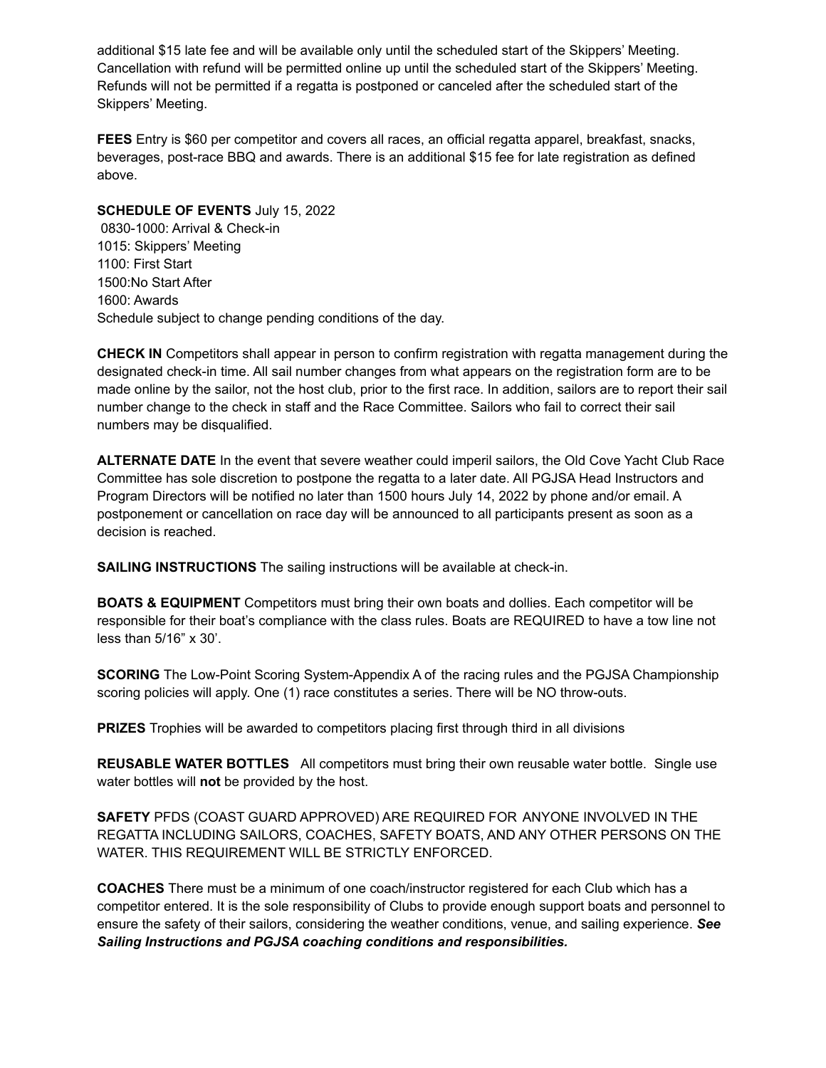additional $15 late fee and will be available only until the scheduled start of the Skippers' Meeting. Cancellation with refund will be permitted online up until the scheduled start of the Skippers' Meeting. Refunds will not be permitted if a regatta is postponed or canceled after the scheduled start of the Skippers' Meeting.

**FEES** Entry is $60 per competitor and covers all races, an official regatta apparel, breakfast, snacks, beverages, post-race BBQ and awards. There is an additional $15 fee for late registration as defined above.

**SCHEDULE OF EVENTS** July 15, 2022
0830-1000: Arrival & Check-in
1015: Skippers' Meeting
1100: First Start
1500:No Start After
1600: Awards
Schedule subject to change pending conditions of the day.

**CHECK IN** Competitors shall appear in person to confirm registration with regatta management during the designated check-in time. All sail number changes from what appears on the registration form are to be made online by the sailor, not the host club, prior to the first race. In addition, sailors are to report their sail number change to the check in staff and the Race Committee. Sailors who fail to correct their sail numbers may be disqualified.

**ALTERNATE DATE** In the event that severe weather could imperil sailors, the Old Cove Yacht Club Race Committee has sole discretion to postpone the regatta to a later date. All PGJSA Head Instructors and Program Directors will be notified no later than 1500 hours July 14, 2022 by phone and/or email. A postponement or cancellation on race day will be announced to all participants present as soon as a decision is reached.

**SAILING INSTRUCTIONS** The sailing instructions will be available at check-in.

**BOATS & EQUIPMENT** Competitors must bring their own boats and dollies. Each competitor will be responsible for their boat's compliance with the class rules. Boats are REQUIRED to have a tow line not less than 5/16" x 30'.

**SCORING** The Low-Point Scoring System-Appendix A of the racing rules and the PGJSA Championship scoring policies will apply. One (1) race constitutes a series. There will be NO throw-outs.

**PRIZES** Trophies will be awarded to competitors placing first through third in all divisions

**REUSABLE WATER BOTTLES** All competitors must bring their own reusable water bottle. Single use water bottles will **not** be provided by the host.

**SAFETY** PFDS (COAST GUARD APPROVED) ARE REQUIRED FOR ANYONE INVOLVED IN THE REGATTA INCLUDING SAILORS, COACHES, SAFETY BOATS, AND ANY OTHER PERSONS ON THE WATER. THIS REQUIREMENT WILL BE STRICTLY ENFORCED.

**COACHES** There must be a minimum of one coach/instructor registered for each Club which has a competitor entered. It is the sole responsibility of Clubs to provide enough support boats and personnel to ensure the safety of their sailors, considering the weather conditions, venue, and sailing experience. ***See Sailing Instructions and PGJSA coaching conditions and responsibilities.***